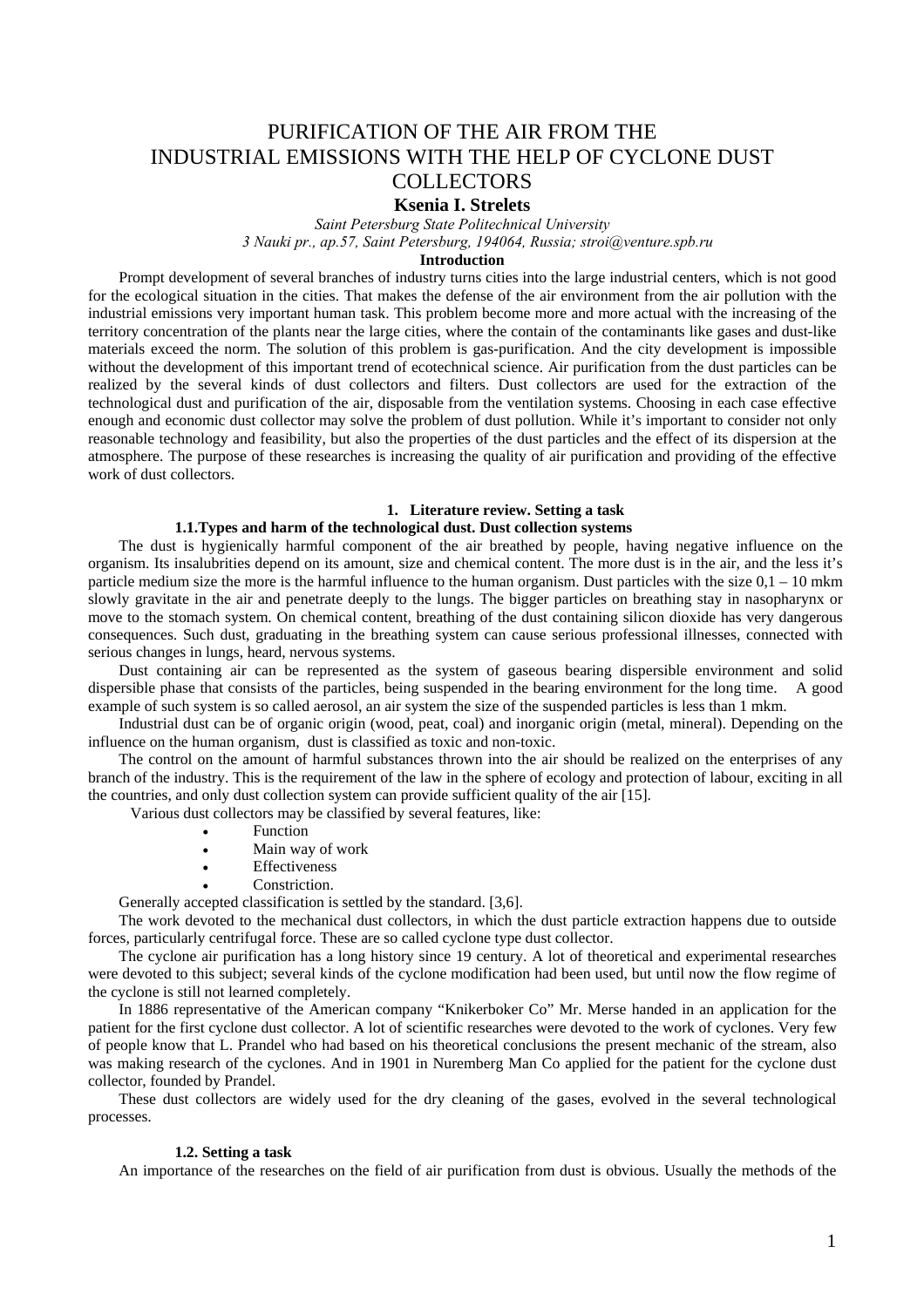# PURIFICATION OF THE AIR FROM THE INDUSTRIAL EMISSIONS WITH THE HELP OF CYCLONE DUST COLLECTORS

**Ksenia I. Strelets**

*Saint Petersburg State Politechnical University*
*3 Nauki pr., ap.57, Saint Petersburg, 194064, Russia; stroi@venture.spb.ru*

## Introduction

Prompt development of several branches of industry turns cities into the large industrial centers, which is not good for the ecological situation in the cities. That makes the defense of the air environment from the air pollution with the industrial emissions very important human task. This problem become more and more actual with the increasing of the territory concentration of the plants near the large cities, where the contain of the contaminants like gases and dust-like materials exceed the norm. The solution of this problem is gas-purification. And the city development is impossible without the development of this important trend of ecotechnical science. Air purification from the dust particles can be realized by the several kinds of dust collectors and filters. Dust collectors are used for the extraction of the technological dust and purification of the air, disposable from the ventilation systems. Choosing in each case effective enough and economic dust collector may solve the problem of dust pollution. While it's important to consider not only reasonable technology and feasibility, but also the properties of the dust particles and the effect of its dispersion at the atmosphere. The purpose of these researches is increasing the quality of air purification and providing of the effective work of dust collectors.

## 1. Literature review. Setting a task

### 1.1. Types and harm of the technological dust. Dust collection systems

The dust is hygienically harmful component of the air breathed by people, having negative influence on the organism. Its insalubrities depend on its amount, size and chemical content. The more dust is in the air, and the less it's particle medium size the more is the harmful influence to the human organism. Dust particles with the size 0,1 – 10 mkm slowly gravitate in the air and penetrate deeply to the lungs. The bigger particles on breathing stay in nasopharynx or move to the stomach system. On chemical content, breathing of the dust containing silicon dioxide has very dangerous consequences. Such dust, graduating in the breathing system can cause serious professional illnesses, connected with serious changes in lungs, heard, nervous systems.

Dust containing air can be represented as the system of gaseous bearing dispersible environment and solid dispersible phase that consists of the particles, being suspended in the bearing environment for the long time. A good example of such system is so called aerosol, an air system the size of the suspended particles is less than 1 mkm.

Industrial dust can be of organic origin (wood, peat, coal) and inorganic origin (metal, mineral). Depending on the influence on the human organism, dust is classified as toxic and non-toxic.

The control on the amount of harmful substances thrown into the air should be realized on the enterprises of any branch of the industry. This is the requirement of the law in the sphere of ecology and protection of labour, exciting in all the countries, and only dust collection system can provide sufficient quality of the air [15].

Various dust collectors may be classified by several features, like:

- Function
- Main way of work
- Effectiveness
- Constriction.

Generally accepted classification is settled by the standard. [3,6].

The work devoted to the mechanical dust collectors, in which the dust particle extraction happens due to outside forces, particularly centrifugal force. These are so called cyclone type dust collector.

The cyclone air purification has a long history since 19 century. A lot of theoretical and experimental researches were devoted to this subject; several kinds of the cyclone modification had been used, but until now the flow regime of the cyclone is still not learned completely.

In 1886 representative of the American company "Knikerboker Co" Mr. Merse handed in an application for the patient for the first cyclone dust collector. A lot of scientific researches were devoted to the work of cyclones. Very few of people know that L. Prandel who had based on his theoretical conclusions the present mechanic of the stream, also was making research of the cyclones. And in 1901 in Nuremberg Man Co applied for the patient for the cyclone dust collector, founded by Prandel.

These dust collectors are widely used for the dry cleaning of the gases, evolved in the several technological processes.

### 1.2. Setting a task

An importance of the researches on the field of air purification from dust is obvious. Usually the methods of the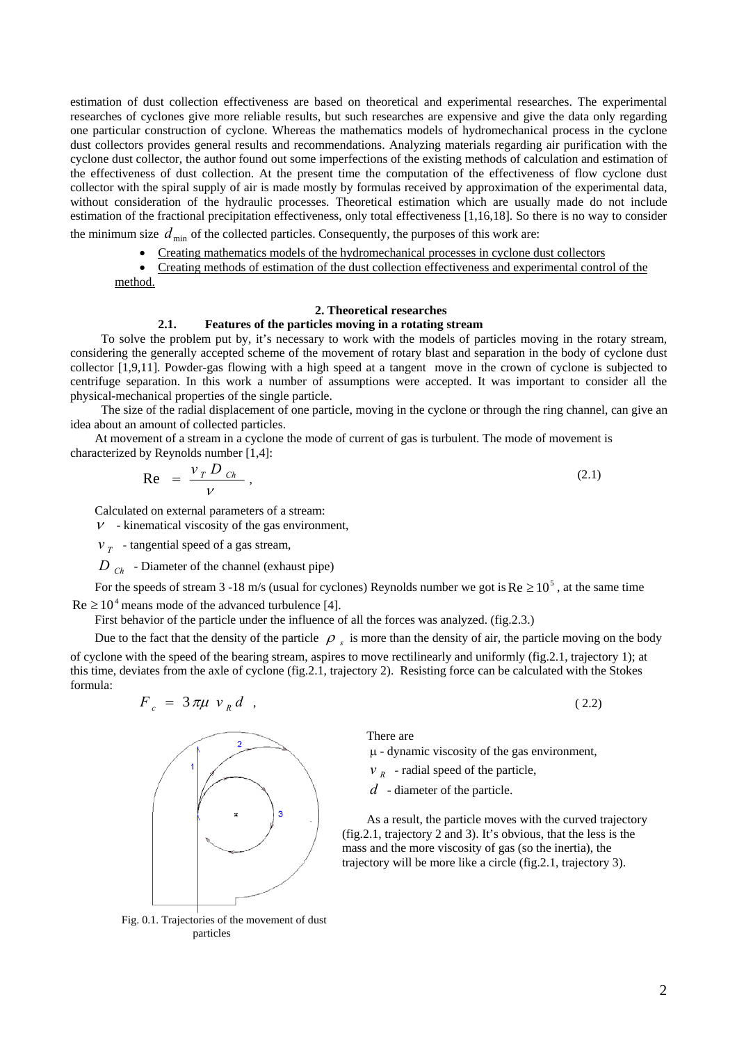estimation of dust collection effectiveness are based on theoretical and experimental researches. The experimental researches of cyclones give more reliable results, but such researches are expensive and give the data only regarding one particular construction of cyclone. Whereas the mathematics models of hydromechanical process in the cyclone dust collectors provides general results and recommendations. Analyzing materials regarding air purification with the cyclone dust collector, the author found out some imperfections of the existing methods of calculation and estimation of the effectiveness of dust collection. At the present time the computation of the effectiveness of flow cyclone dust collector with the spiral supply of air is made mostly by formulas received by approximation of the experimental data, without consideration of the hydraulic processes. Theoretical estimation which are usually made do not include estimation of the fractional precipitation effectiveness, only total effectiveness [1,16,18]. So there is no way to consider the minimum size $d_{\min}$ of the collected particles. Consequently, the purposes of this work are:

- Creating mathematics models of the hydromechanical processes in cyclone dust collectors
- Creating methods of estimation of the dust collection effectiveness and experimental control of the method.

## 2. Theoretical researches

### 2.1. Features of the particles moving in a rotating stream

To solve the problem put by, it's necessary to work with the models of particles moving in the rotary stream, considering the generally accepted scheme of the movement of rotary blast and separation in the body of cyclone dust collector [1,9,11]. Powder-gas flowing with a high speed at a tangent move in the crown of cyclone is subjected to centrifuge separation. In this work a number of assumptions were accepted. It was important to consider all the physical-mechanical properties of the single particle.

The size of the radial displacement of one particle, moving in the cyclone or through the ring channel, can give an idea about an amount of collected particles.

At movement of a stream in a cyclone the mode of current of gas is turbulent. The mode of movement is characterized by Reynolds number [1,4]:

$$\mathrm{Re} = \frac{v_T D_{Ch}}{\nu}, \tag{2.1}$$

Calculated on external parameters of a stream:

$\nu$ - kinematical viscosity of the gas environment,

$v_T$ - tangential speed of a gas stream,

$D_{Ch}$ - Diameter of the channel (exhaust pipe)

For the speeds of stream 3 -18 m/s (usual for cyclones) Reynolds number we got is $\mathrm{Re} \geq 10^5$, at the same time $\mathrm{Re} \geq 10^4$ means mode of the advanced turbulence [4].

First behavior of the particle under the influence of all the forces was analyzed. (fig.2.3.)

Due to the fact that the density of the particle $\rho_s$ is more than the density of air, the particle moving on the body of cyclone with the speed of the bearing stream, aspires to move rectilinearly and uniformly (fig.2.1, trajectory 1); at this time, deviates from the axle of cyclone (fig.2.1, trajectory 2). Resisting force can be calculated with the Stokes formula:

$$F_c = 3\pi\mu \; v_R d \;, \tag{2.2}$$

There are

$\mu$ - dynamic viscosity of the gas environment,

$v_R$ - radial speed of the particle,

$d$ - diameter of the particle.

As a result, the particle moves with the curved trajectory (fig.2.1, trajectory 2 and 3). It's obvious, that the less is the mass and the more viscosity of gas (so the inertia), the trajectory will be more like a circle (fig.2.1, trajectory 3).

Fig. 0.1. Trajectories of the movement of dust particles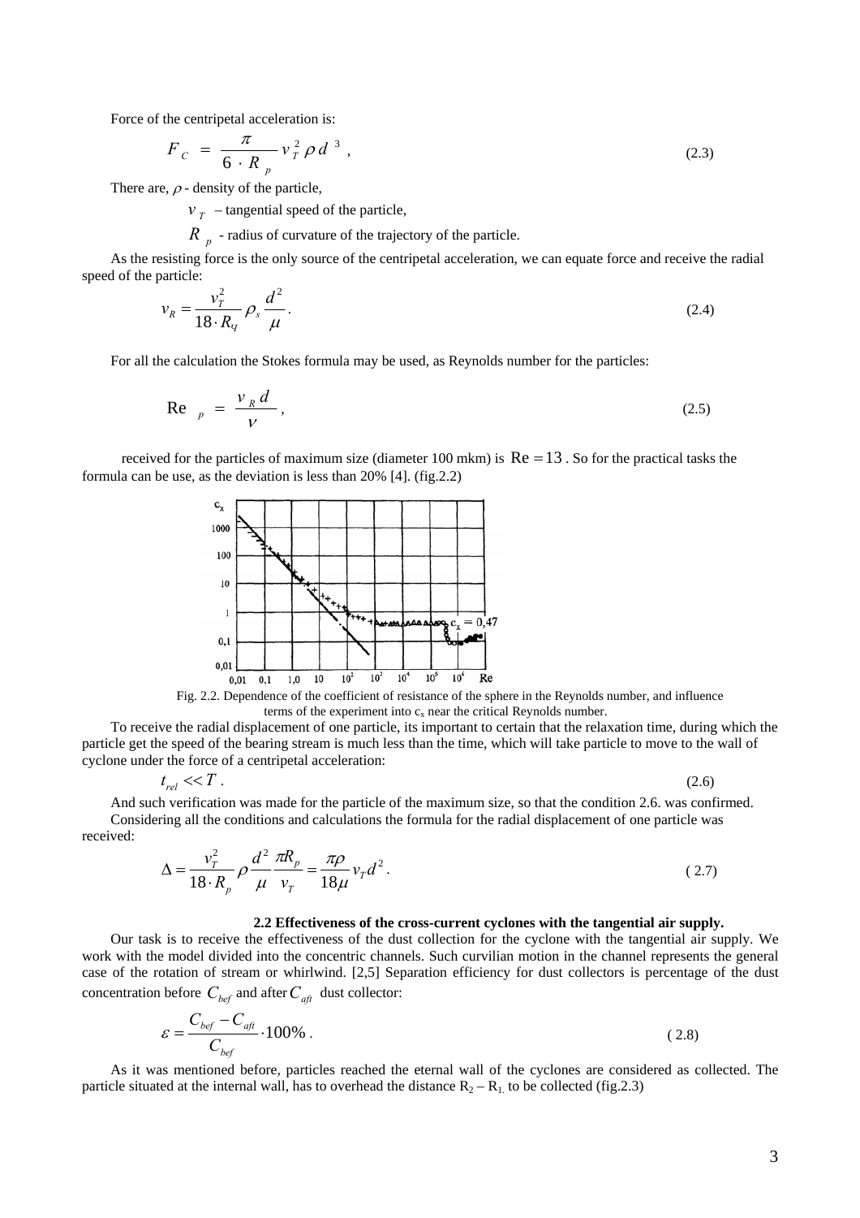Force of the centripetal acceleration is:

$$F_C = \frac{\pi}{6 \cdot R_p} v_T^2 \rho d^3 , \tag{2.3}$$

There are, $\rho$ - density of the particle,

$v_T$ – tangential speed of the particle,

$R_p$ - radius of curvature of the trajectory of the particle.

As the resisting force is the only source of the centripetal acceleration, we can equate force and receive the radial speed of the particle:

$$v_R = \frac{v_T^2}{18 \cdot R_ч} \rho_s \frac{d^2}{\mu} . \tag{2.4}$$

For all the calculation the Stokes formula may be used, as Reynolds number for the particles:

$$\text{Re}_p = \frac{v_R d}{\nu} , \tag{2.5}$$

received for the particles of maximum size (diameter 100 mkm) is $\text{Re} = 13$. So for the practical tasks the formula can be use, as the deviation is less than 20% [4]. (fig.2.2)

Fig. 2.2. Dependence of the coefficient of resistance of the sphere in the Reynolds number, and influence terms of the experiment into $c_x$ near the critical Reynolds number.

To receive the radial displacement of one particle, its important to certain that the relaxation time, during which the particle get the speed of the bearing stream is much less than the time, which will take particle to move to the wall of cyclone under the force of a centripetal acceleration:

$$t_{rel} << T . \tag{2.6}$$

And such verification was made for the particle of the maximum size, so that the condition 2.6. was confirmed.

Considering all the conditions and calculations the formula for the radial displacement of one particle was received:

$$\Delta = \frac{v_T^2}{18 \cdot R_p} \rho \frac{d^2}{\mu} \frac{\pi R_p}{v_T} = \frac{\pi \rho}{18 \mu} v_T d^2 . \tag{2.7}$$

### 2.2 Effectiveness of the cross-current cyclones with the tangential air supply.

Our task is to receive the effectiveness of the dust collection for the cyclone with the tangential air supply. We work with the model divided into the concentric channels. Such curvilian motion in the channel represents the general case of the rotation of stream or whirlwind. [2,5] Separation efficiency for dust collectors is percentage of the dust concentration before $C_{bef}$ and after $C_{aft}$ dust collector:

$$\varepsilon = \frac{C_{bef} - C_{aft}}{C_{bef}} \cdot 100\% . \tag{2.8}$$

As it was mentioned before, particles reached the eternal wall of the cyclones are considered as collected. The particle situated at the internal wall, has to overhead the distance $R_2 - R_1$ to be collected (fig.2.3)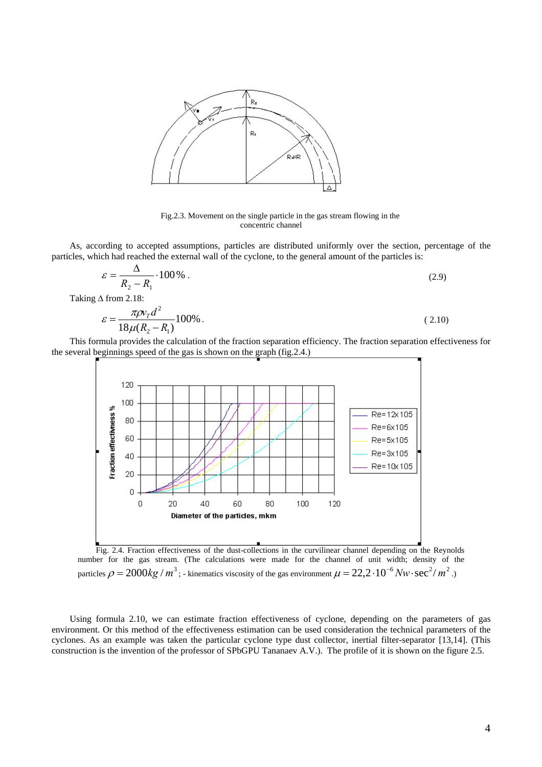Fig.2.3. Movement on the single particle in the gas stream flowing in the concentric channel

As, according to accepted assumptions, particles are distributed uniformly over the section, percentage of the particles, which had reached the external wall of the cyclone, to the general amount of the particles is:

$$\varepsilon = \frac{\Delta}{R_2 - R_1} \cdot 100\,\% . \tag{2.9}$$

Taking Δ from 2.18:

$$\varepsilon = \frac{\pi \rho v_T d^2}{18\mu (R_2 - R_1)} 100\% . \tag{2.10}$$

This formula provides the calculation of the fraction separation efficiency. The fraction separation effectiveness for the several beginnings speed of the gas is shown on the graph (fig.2.4.)

Fig. 2.4. Fraction effectiveness of the dust-collections in the curvilinear channel depending on the Reynolds number for the gas stream. (The calculations were made for the channel of unit width; density of the particles $\rho = 2000 kg/m^3$; - kinematics viscosity of the gas environment $\mu = 22{,}2 \cdot 10^{-6} Nw \cdot \sec^2/m^2$.)

Using formula 2.10, we can estimate fraction effectiveness of cyclone, depending on the parameters of gas environment. Or this method of the effectiveness estimation can be used consideration the technical parameters of the cyclones. As an example was taken the particular cyclone type dust collector, inertial filter-separator [13,14]. (This construction is the invention of the professor of SPbGPU Tananaev A.V.). The profile of it is shown on the figure 2.5.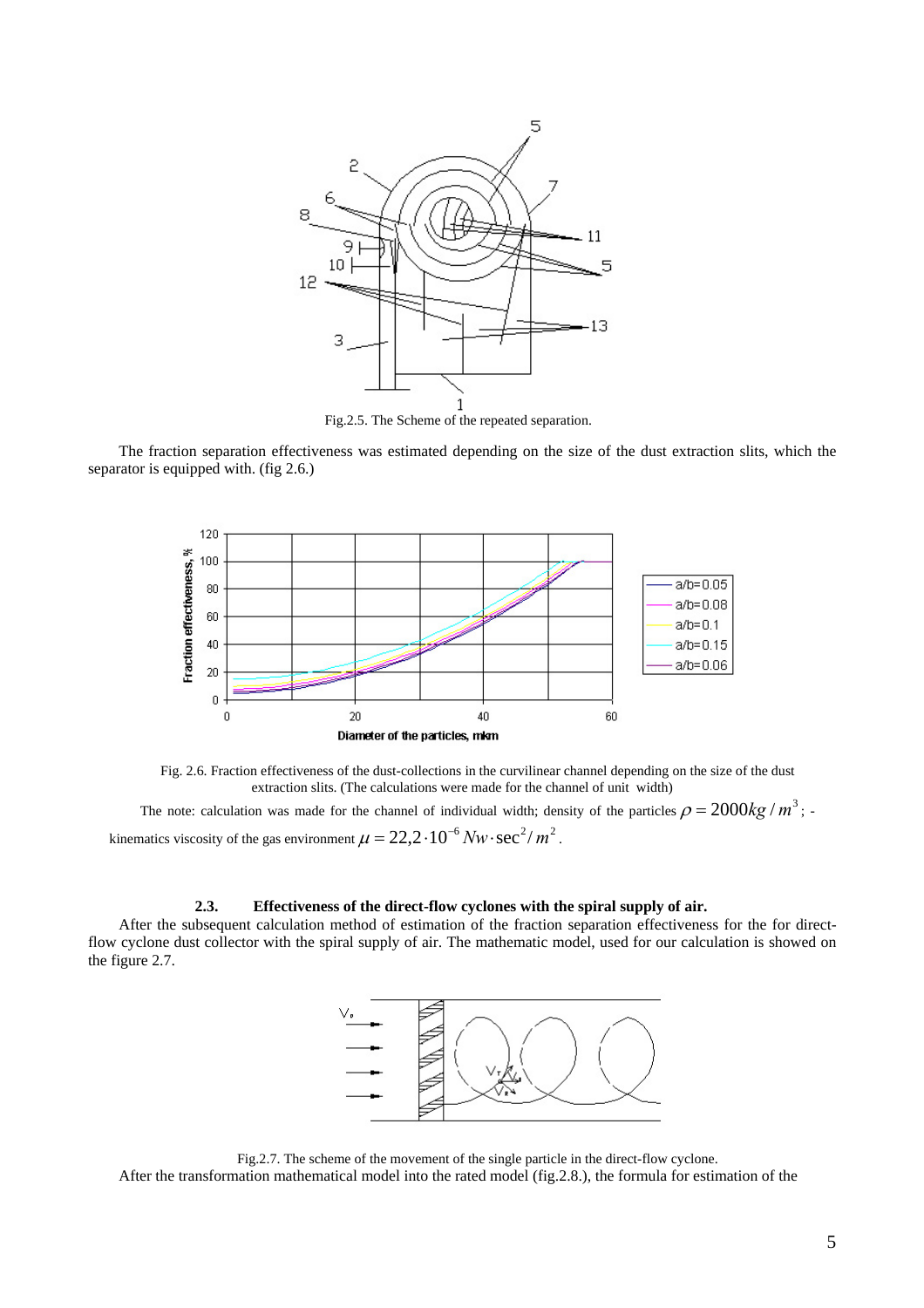Fig.2.5. The Scheme of the repeated separation.

The fraction separation effectiveness was estimated depending on the size of the dust extraction slits, which the separator is equipped with. (fig 2.6.)

Fig. 2.6. Fraction effectiveness of the dust-collections in the curvilinear channel depending on the size of the dust extraction slits. (The calculations were made for the channel of unit width)

The note: calculation was made for the channel of individual width; density of the particles $\rho = 2000 kg/m^3$; - kinematics viscosity of the gas environment $\mu = 22{,}2 \cdot 10^{-6} Nw \cdot \sec^2 / m^2$.

### 2.3. Effectiveness of the direct-flow cyclones with the spiral supply of air.

After the subsequent calculation method of estimation of the fraction separation effectiveness for the for direct-flow cyclone dust collector with the spiral supply of air. The mathematic model, used for our calculation is showed on the figure 2.7.

Fig.2.7. The scheme of the movement of the single particle in the direct-flow cyclone.

After the transformation mathematical model into the rated model (fig.2.8.), the formula for estimation of the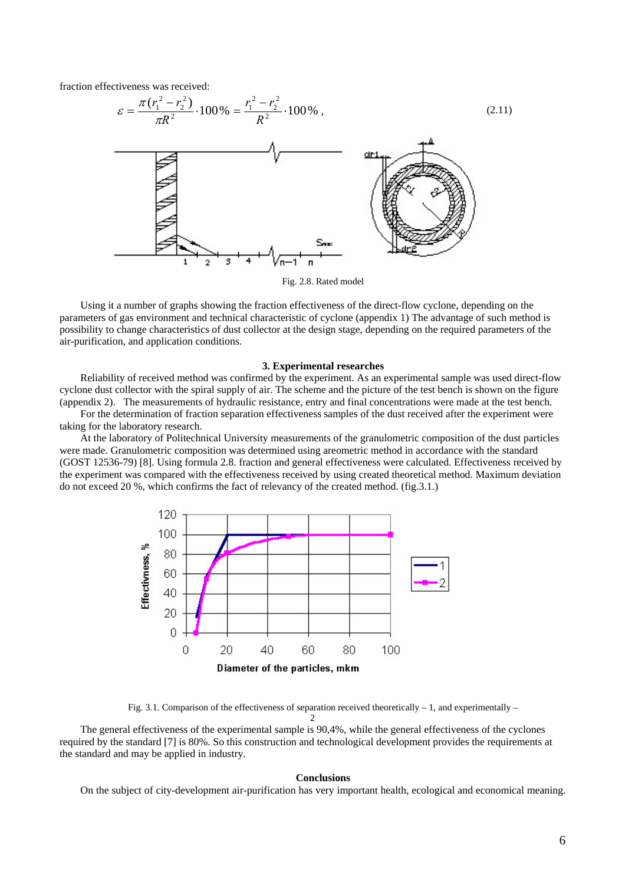fraction effectiveness was received:

$$\varepsilon = \frac{\pi(r_1^2 - r_2^2)}{\pi R^2} \cdot 100\% = \frac{r_1^2 - r_2^2}{R^2} \cdot 100\%\,, \tag{2.11}$$

Fig. 2.8. Rated model

Using it a number of graphs showing the fraction effectiveness of the direct-flow cyclone, depending on the parameters of gas environment and technical characteristic of cyclone (appendix 1) The advantage of such method is possibility to change characteristics of dust collector at the design stage, depending on the required parameters of the air-purification, and application conditions.

### 3. Experimental researches

Reliability of received method was confirmed by the experiment. As an experimental sample was used direct-flow cyclone dust collector with the spiral supply of air. The scheme and the picture of the test bench is shown on the figure (appendix 2). The measurements of hydraulic resistance, entry and final concentrations were made at the test bench.

For the determination of fraction separation effectiveness samples of the dust received after the experiment were taking for the laboratory research.

At the laboratory of Politechnical University measurements of the granulometric composition of the dust particles were made. Granulometric composition was determined using areometric method in accordance with the standard (GOST 12536-79) [8]. Using formula 2.8. fraction and general effectiveness were calculated. Effectiveness received by the experiment was compared with the effectiveness received by using created theoretical method. Maximum deviation do not exceed 20 %, which confirms the fact of relevancy of the created method. (fig.3.1.)

Fig. 3.1. Comparison of the effectiveness of separation received theoretically – 1, and experimentally – 2

The general effectiveness of the experimental sample is 90,4%, while the general effectiveness of the cyclones required by the standard [7] is 80%. So this construction and technological development provides the requirements at the standard and may be applied in industry.

### Conclusions

On the subject of city-development air-purification has very important health, ecological and economical meaning.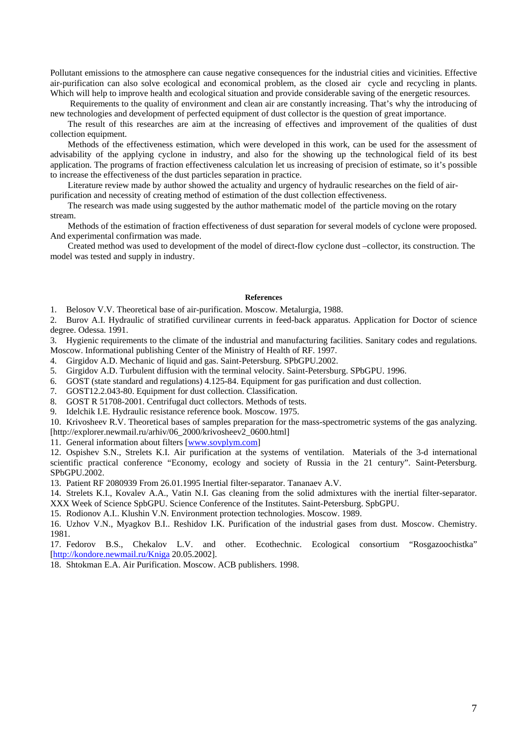Pollutant emissions to the atmosphere can cause negative consequences for the industrial cities and vicinities. Effective air-purification can also solve ecological and economical problem, as the closed air cycle and recycling in plants. Which will help to improve health and ecological situation and provide considerable saving of the energetic resources.

Requirements to the quality of environment and clean air are constantly increasing. That's why the introducing of new technologies and development of perfected equipment of dust collector is the question of great importance.

The result of this researches are aim at the increasing of effectives and improvement of the qualities of dust collection equipment.

Methods of the effectiveness estimation, which were developed in this work, can be used for the assessment of advisability of the applying cyclone in industry, and also for the showing up the technological field of its best application. The programs of fraction effectiveness calculation let us increasing of precision of estimate, so it's possible to increase the effectiveness of the dust particles separation in practice.

Literature review made by author showed the actuality and urgency of hydraulic researches on the field of air-purification and necessity of creating method of estimation of the dust collection effectiveness.

The research was made using suggested by the author mathematic model of the particle moving on the rotary stream.

Methods of the estimation of fraction effectiveness of dust separation for several models of cyclone were proposed. And experimental confirmation was made.

Created method was used to development of the model of direct-flow cyclone dust –collector, its construction. The model was tested and supply in industry.

**References**

1. Belosov V.V. Theoretical base of air-purification. Moscow. Metalurgia, 1988.
2. Burov A.I. Hydraulic of stratified curvilinear currents in feed-back apparatus. Application for Doctor of science degree. Odessa. 1991.
3. Hygienic requirements to the climate of the industrial and manufacturing facilities. Sanitary codes and regulations. Moscow. Informational publishing Center of the Ministry of Health of RF. 1997.
4. Girgidov A.D. Mechanic of liquid and gas. Saint-Petersburg. SPbGPU.2002.
5. Girgidov A.D. Turbulent diffusion with the terminal velocity. Saint-Petersburg. SPbGPU. 1996.
6. GOST (state standard and regulations) 4.125-84. Equipment for gas purification and dust collection.
7. GOST12.2.043-80. Equipment for dust collection. Classification.
8. GOST R 51708-2001. Centrifugal duct collectors. Methods of tests.
9. Idelchik I.E. Hydraulic resistance reference book. Moscow. 1975.
10. Krivosheev R.V. Theoretical bases of samples preparation for the mass-spectrometric systems of the gas analyzing. [http://explorer.newmail.ru/arhiv/06_2000/krivosheev2_0600.html]
11. General information about filters [www.sovplym.com]
12. Ospishev S.N., Strelets K.I. Air purification at the systems of ventilation. Materials of the 3-d international scientific practical conference "Economy, ecology and society of Russia in the 21 century". Saint-Petersburg. SPbGPU.2002.
13. Patient RF 2080939 From 26.01.1995 Inertial filter-separator. Tananaev A.V.
14. Strelets K.I., Kovalev A.A., Vatin N.I. Gas cleaning from the solid admixtures with the inertial filter-separator. XXX Week of Science SpbGPU. Science Conference of the Institutes. Saint-Petersburg. SpbGPU.
15. Rodionov A.I.. Klushin V.N. Environment protection technologies. Moscow. 1989.
16. Uzhov V.N., Myagkov B.I.. Reshidov I.K. Purification of the industrial gases from dust. Moscow. Chemistry. 1981.
17. Fedorov B.S., Chekalov L.V. and other. Ecothechnic. Ecological consortium "Rosgazoochistka" [http://kondore.newmail.ru/Kniga 20.05.2002].
18. Shtokman E.A. Air Purification. Moscow. ACB publishers. 1998.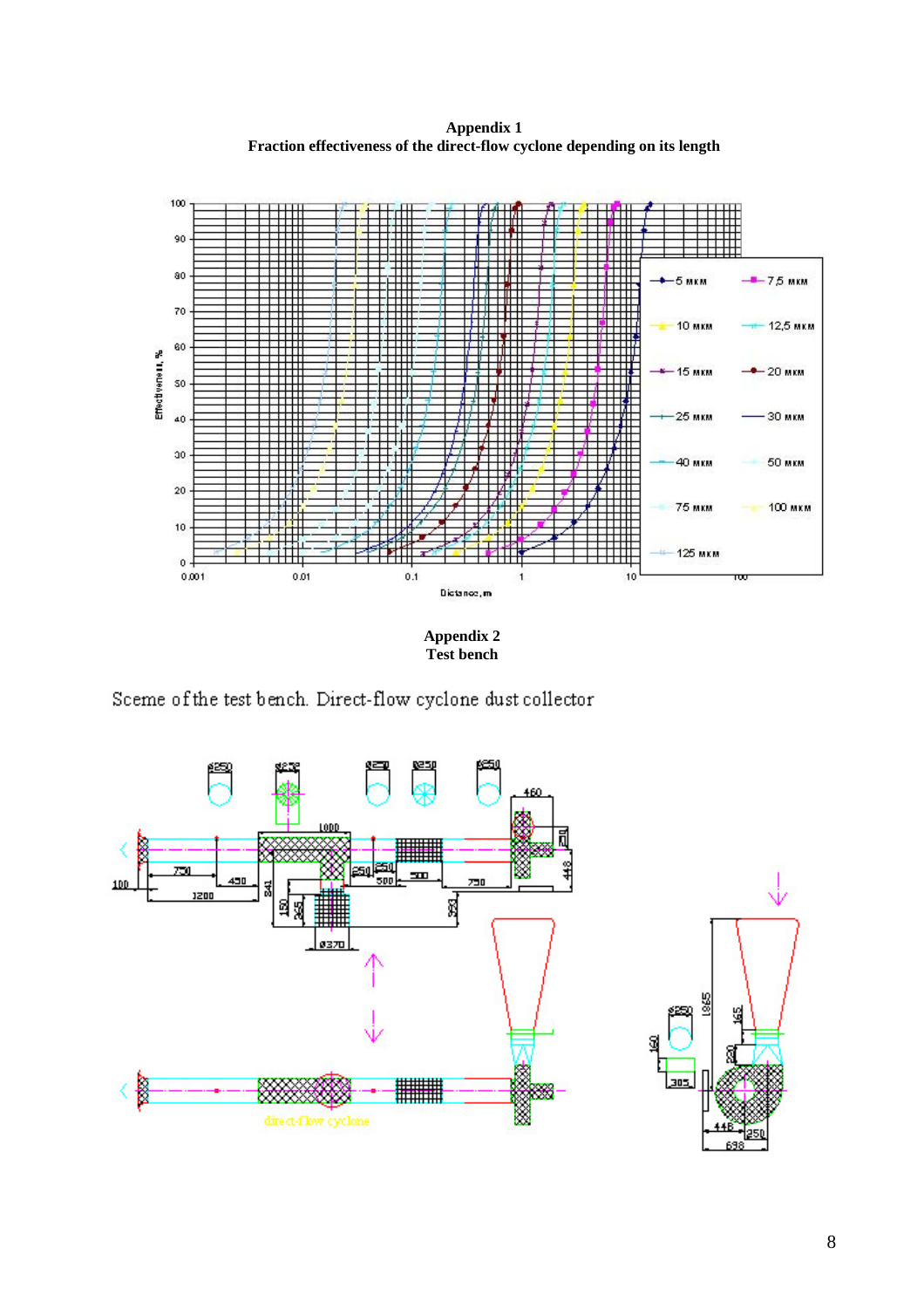**Appendix 1**
**Fraction effectiveness of the direct-flow cyclone depending on its length**

Effectiveness, %

100
90
80
70
60
50
40
30
20
10
0

0.001
0.01
0.1
1
10
100

Distance, m

5 мкм
7,5 мкм
10 мкм
12,5 мкм
15 мкм
20 мкм
25 мкм
30 мкм
40 мкм
50 мкм
75 мкм
100 мкм
125 мкм

**Appendix 2**
**Test bench**

Sceme of the test bench. Direct-flow cyclone dust collector

Ø250
Ø270
Ø250
Ø250
Ø250
460
1000
250
250
250
500
750
750
450
1200
100
500
341
150
365
393
448
Ø370
direct-flow cyclone
1865
Ø250
160
165
220
305
448
250
698